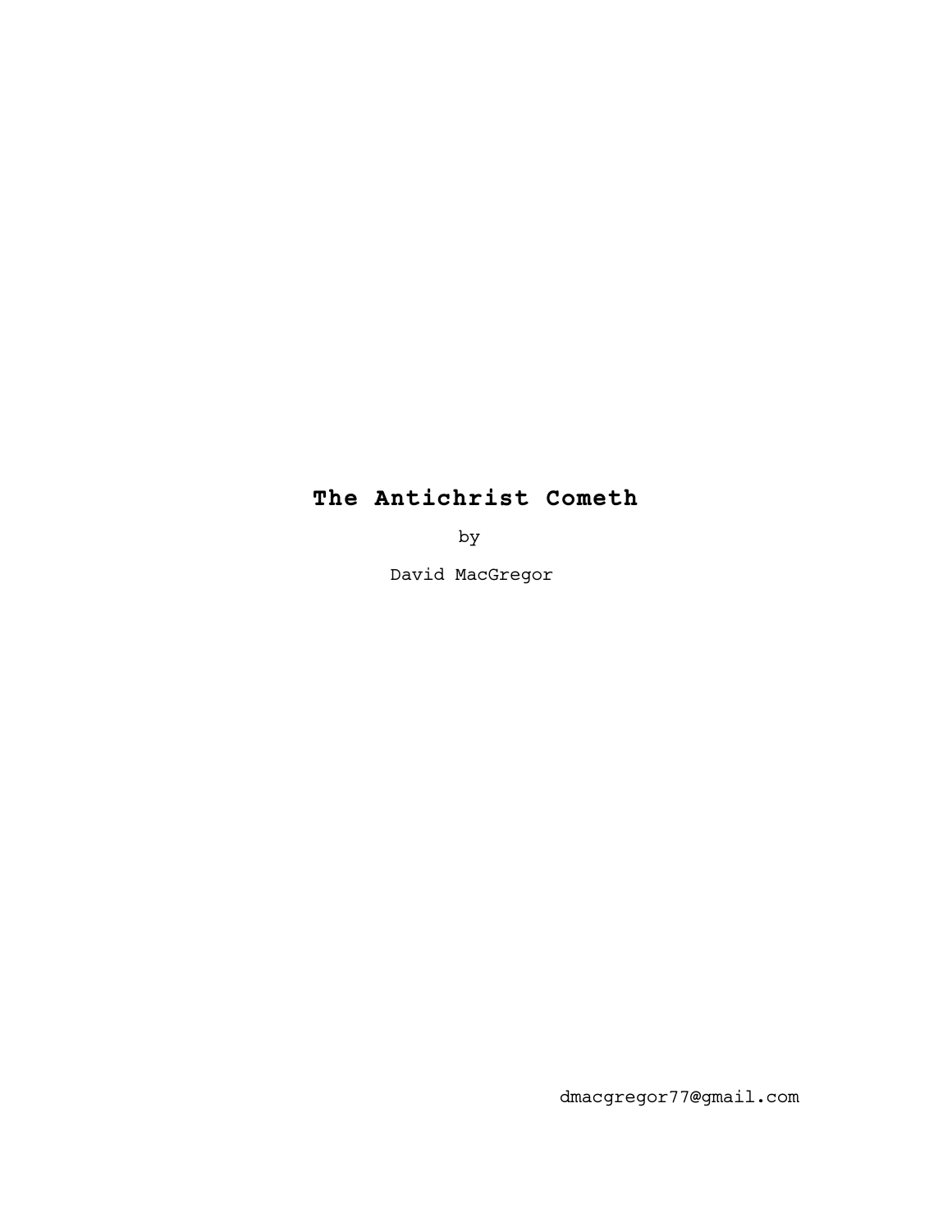# **The Antichrist Cometh**

by

David MacGregor

dmacgregor77@gmail.com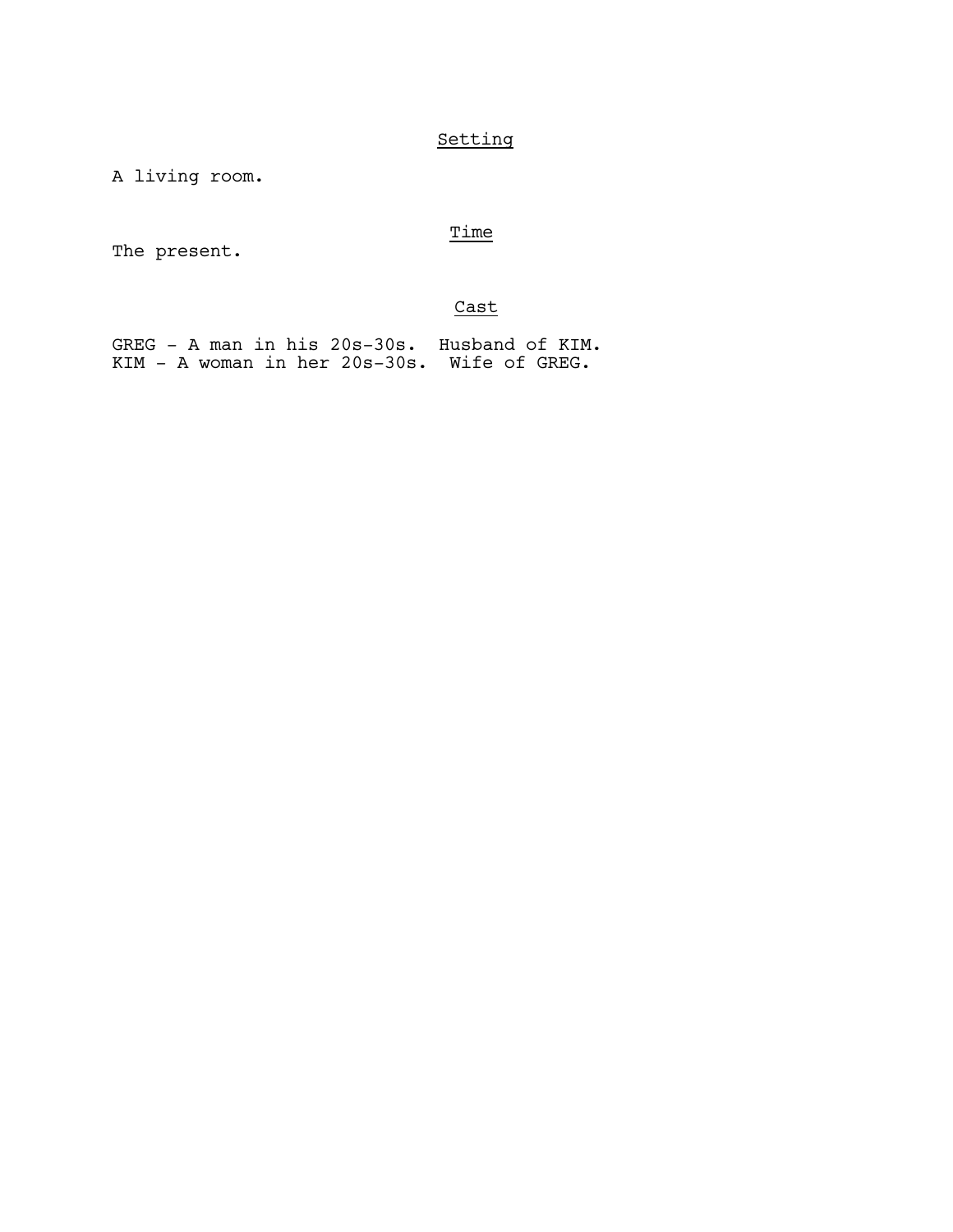## Setting

A living room.

## Time

The present.

## Cast

GREG - A man in his 20s-30s. Husband of KIM.
KIM - A woman in her 20s-30s. Wife of GREG.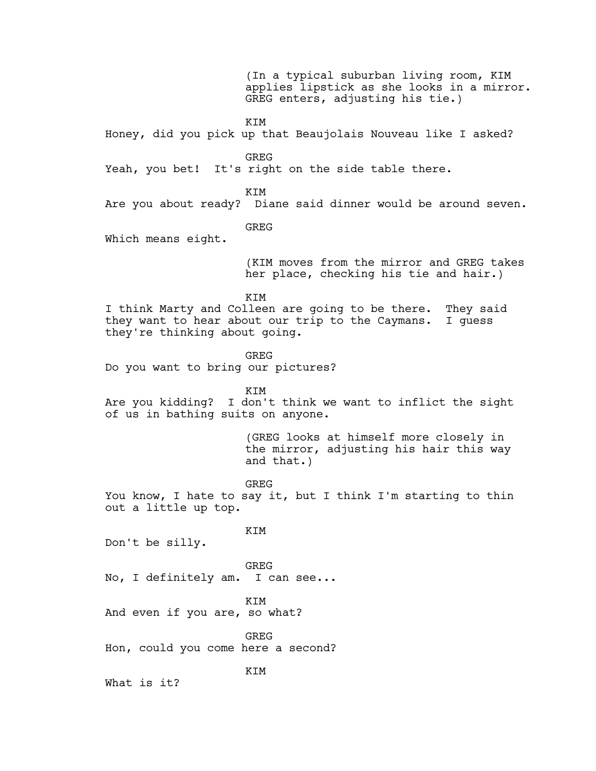(In a typical suburban living room, KIM applies lipstick as she looks in a mirror. GREG enters, adjusting his tie.)

KIM

Honey, did you pick up that Beaujolais Nouveau like I asked?

GREG

Yeah, you bet!  It's right on the side table there.

KIM

Are you about ready?  Diane said dinner would be around seven.

GREG

Which means eight.

(KIM moves from the mirror and GREG takes her place, checking his tie and hair.)

KIM

I think Marty and Colleen are going to be there.  They said they want to hear about our trip to the Caymans.  I guess they're thinking about going.

GREG

Do you want to bring our pictures?

KIM

Are you kidding?  I don't think we want to inflict the sight of us in bathing suits on anyone.

(GREG looks at himself more closely in the mirror, adjusting his hair this way and that.)

GREG

You know, I hate to say it, but I think I'm starting to thin out a little up top.

KIM

Don't be silly.

GREG

No, I definitely am.  I can see...

KIM

And even if you are, so what?

GREG

Hon, could you come here a second?

KIM

What is it?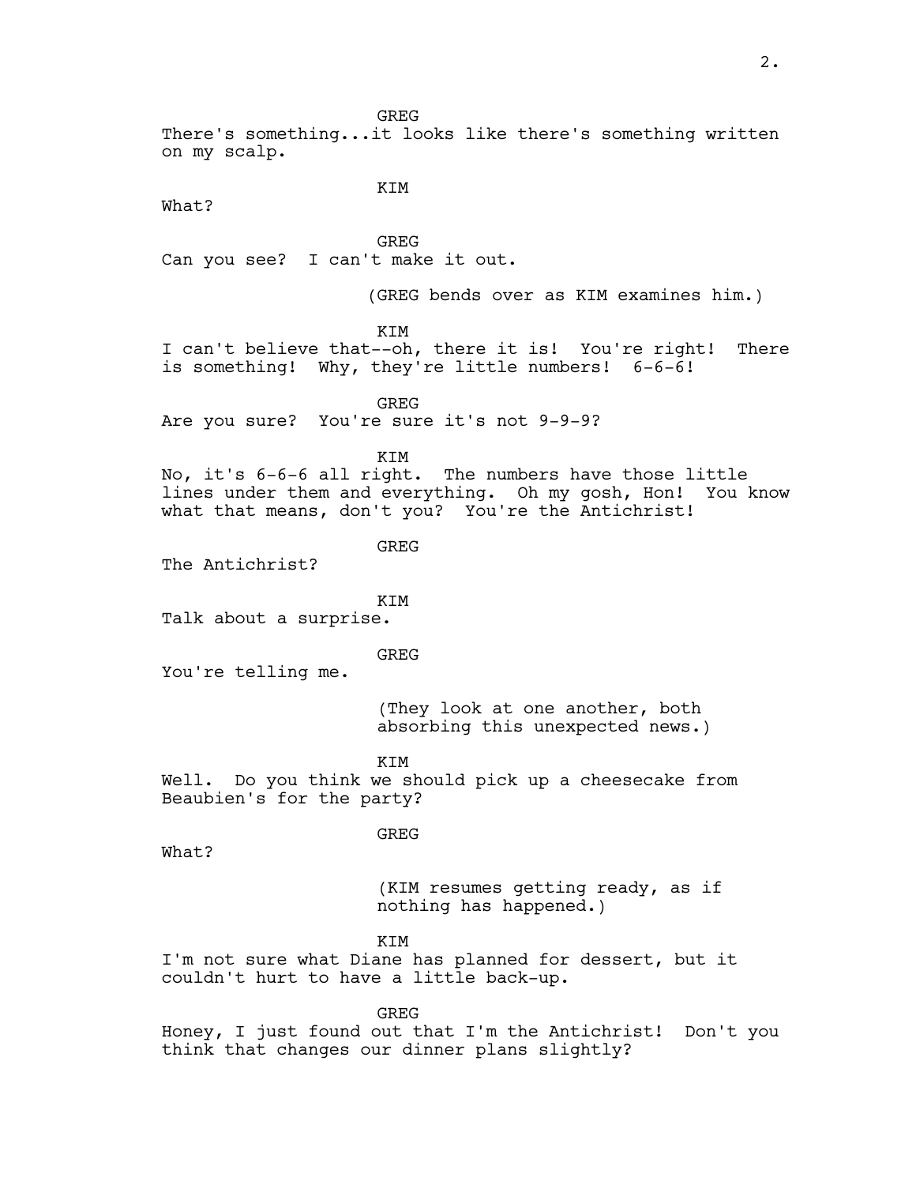GREG

There's something...it looks like there's something written on my scalp.

KIM

What?

GREG

Can you see? I can't make it out.

(GREG bends over as KIM examines him.)

KIM

I can't believe that--oh, there it is! You're right! There is something! Why, they're little numbers! 6-6-6!

GREG

Are you sure? You're sure it's not 9-9-9?

KIM

No, it's 6-6-6 all right. The numbers have those little lines under them and everything. Oh my gosh, Hon! You know what that means, don't you? You're the Antichrist!

GREG

The Antichrist?

KIM

Talk about a surprise.

GREG

You're telling me.

(They look at one another, both absorbing this unexpected news.)

KIM

Well. Do you think we should pick up a cheesecake from Beaubien's for the party?

GREG

What?

(KIM resumes getting ready, as if nothing has happened.)

KIM

I'm not sure what Diane has planned for dessert, but it couldn't hurt to have a little back-up.

GREG

Honey, I just found out that I'm the Antichrist! Don't you think that changes our dinner plans slightly?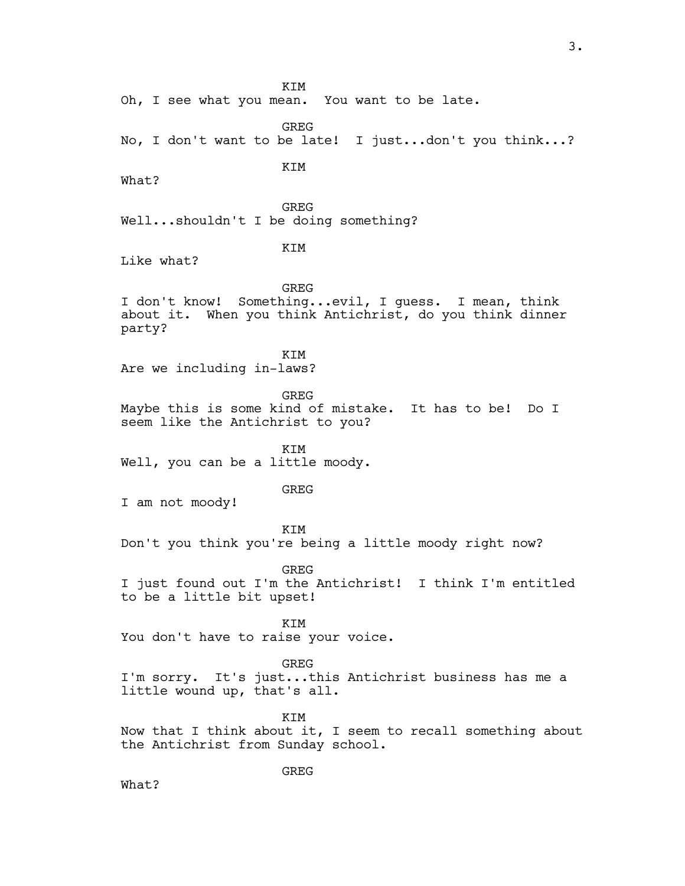KIM

Oh, I see what you mean. You want to be late.

GREG

No, I don't want to be late! I just...don't you think...?

KIM

What?

GREG

Well...shouldn't I be doing something?

KIM

Like what?

GREG

I don't know! Something...evil, I guess. I mean, think about it. When you think Antichrist, do you think dinner party?

KIM

Are we including in-laws?

GREG

Maybe this is some kind of mistake. It has to be! Do I seem like the Antichrist to you?

KIM

Well, you can be a little moody.

GREG

I am not moody!

KIM

Don't you think you're being a little moody right now?

GREG

I just found out I'm the Antichrist! I think I'm entitled to be a little bit upset!

KIM

You don't have to raise your voice.

GREG

I'm sorry. It's just...this Antichrist business has me a little wound up, that's all.

KIM

Now that I think about it, I seem to recall something about the Antichrist from Sunday school.

GREG

What?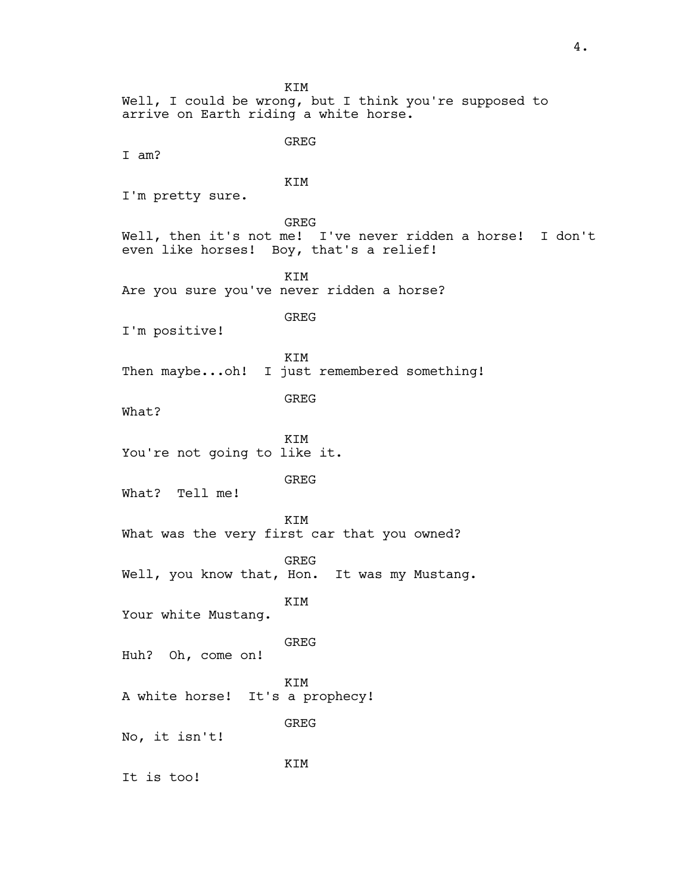KIM
Well, I could be wrong, but I think you're supposed to arrive on Earth riding a white horse.

GREG
I am?

KIM
I'm pretty sure.

GREG
Well, then it's not me! I've never ridden a horse! I don't even like horses! Boy, that's a relief!

KIM
Are you sure you've never ridden a horse?

GREG
I'm positive!

KIM
Then maybe...oh! I just remembered something!

GREG
What?

KIM
You're not going to like it.

GREG
What? Tell me!

KIM
What was the very first car that you owned?

GREG
Well, you know that, Hon. It was my Mustang.

KIM
Your white Mustang.

GREG
Huh? Oh, come on!

KIM
A white horse! It's a prophecy!

GREG
No, it isn't!

KIM
It is too!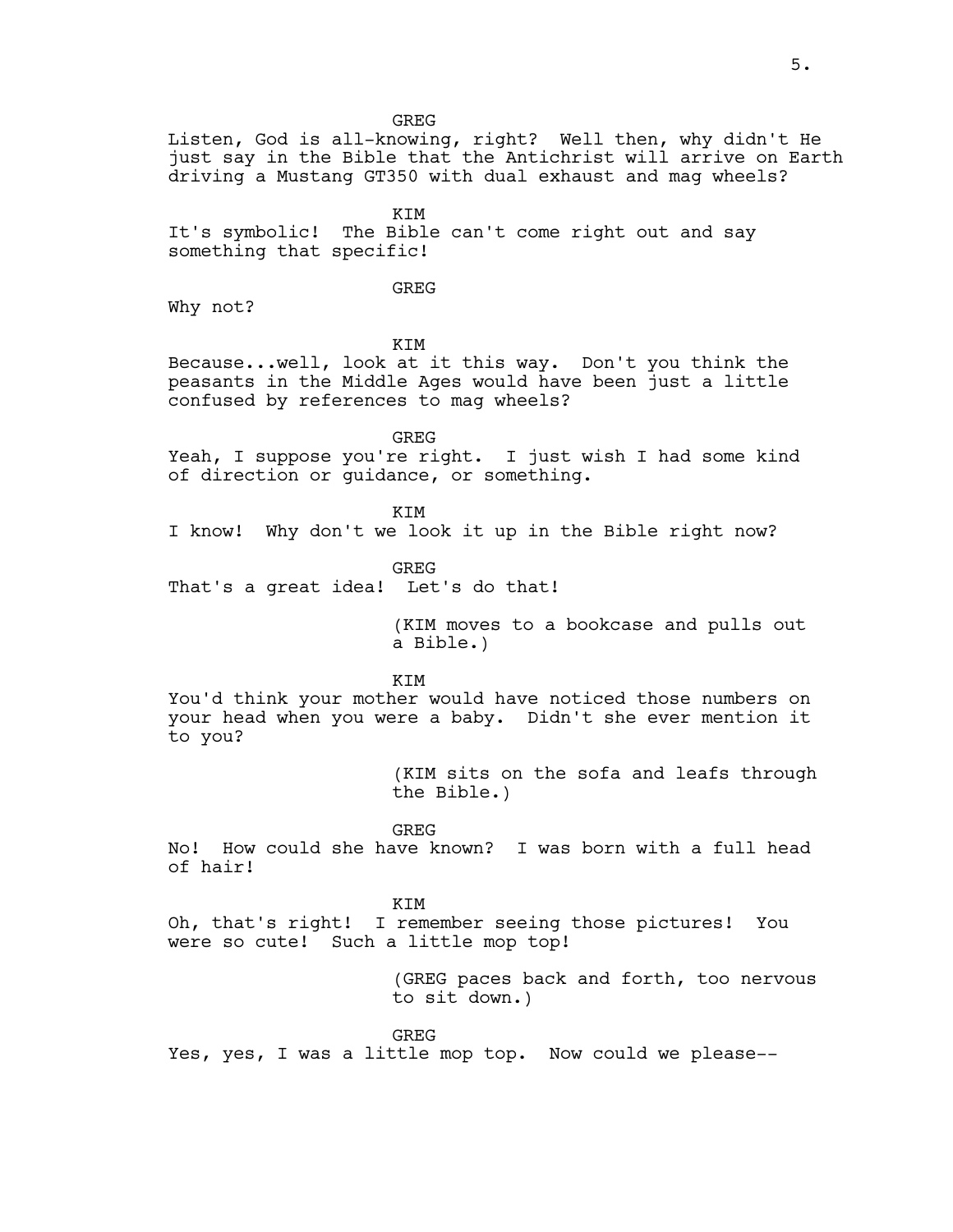GREG

Listen, God is all-knowing, right? Well then, why didn't He just say in the Bible that the Antichrist will arrive on Earth driving a Mustang GT350 with dual exhaust and mag wheels?

KIM

It's symbolic! The Bible can't come right out and say something that specific!

GREG

Why not?

KIM

Because...well, look at it this way. Don't you think the peasants in the Middle Ages would have been just a little confused by references to mag wheels?

GREG

Yeah, I suppose you're right. I just wish I had some kind of direction or guidance, or something.

KIM

I know! Why don't we look it up in the Bible right now?

GREG

That's a great idea! Let's do that!

(KIM moves to a bookcase and pulls out a Bible.)

KIM

You'd think your mother would have noticed those numbers on your head when you were a baby. Didn't she ever mention it to you?

(KIM sits on the sofa and leafs through the Bible.)

GREG

No! How could she have known? I was born with a full head of hair!

KIM

Oh, that's right! I remember seeing those pictures! You were so cute! Such a little mop top!

(GREG paces back and forth, too nervous to sit down.)

GREG

Yes, yes, I was a little mop top. Now could we please--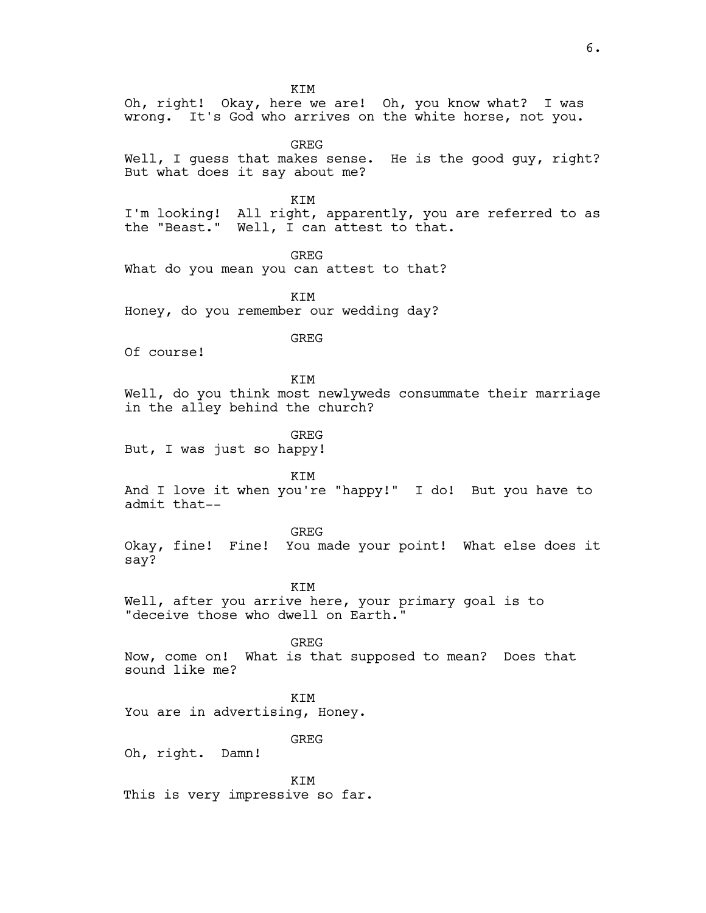KIM
Oh, right!  Okay, here we are!  Oh, you know what?  I was wrong.  It's God who arrives on the white horse, not you.

GREG
Well, I guess that makes sense.  He is the good guy, right? But what does it say about me?

KIM
I'm looking!  All right, apparently, you are referred to as the "Beast."  Well, I can attest to that.

GREG
What do you mean you can attest to that?

KIM
Honey, do you remember our wedding day?

GREG
Of course!

KIM
Well, do you think most newlyweds consummate their marriage in the alley behind the church?

GREG
But, I was just so happy!

KIM
And I love it when you're "happy!"  I do!  But you have to admit that--

GREG
Okay, fine!  Fine!  You made your point!  What else does it say?

KIM
Well, after you arrive here, your primary goal is to "deceive those who dwell on Earth."

GREG
Now, come on!  What is that supposed to mean?  Does that sound like me?

KIM
You are in advertising, Honey.

GREG
Oh, right.  Damn!

KIM
This is very impressive so far.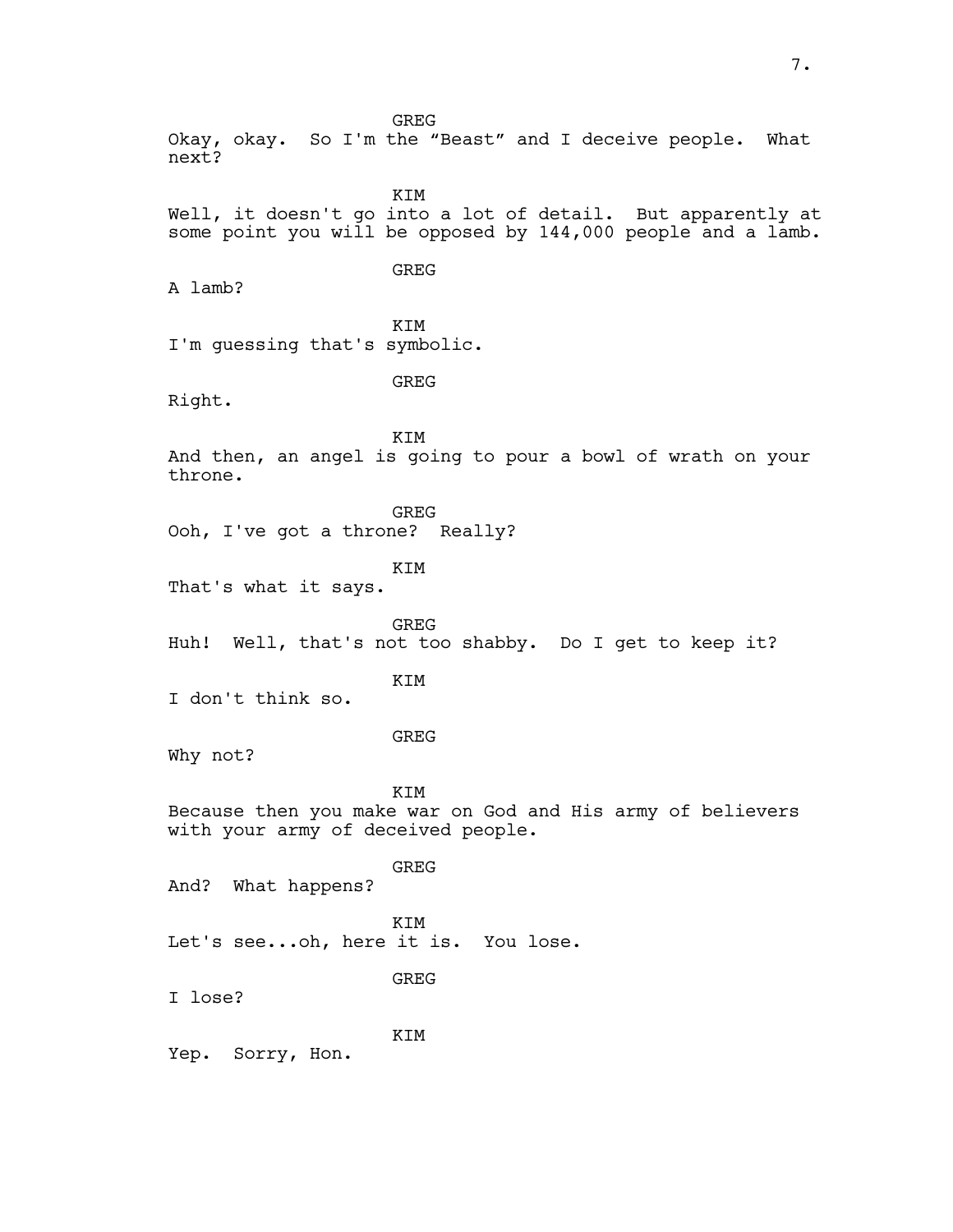GREG

Okay, okay. So I'm the "Beast" and I deceive people. What next?

KIM

Well, it doesn't go into a lot of detail. But apparently at some point you will be opposed by 144,000 people and a lamb.

GREG

A lamb?

KIM

I'm guessing that's symbolic.

GREG

Right.

KIM

And then, an angel is going to pour a bowl of wrath on your throne.

GREG

Ooh, I've got a throne? Really?

KIM

That's what it says.

GREG

Huh! Well, that's not too shabby. Do I get to keep it?

KIM

I don't think so.

GREG

Why not?

KIM

Because then you make war on God and His army of believers with your army of deceived people.

GREG

And? What happens?

KIM

Let's see...oh, here it is. You lose.

GREG

I lose?

KIM

Yep. Sorry, Hon.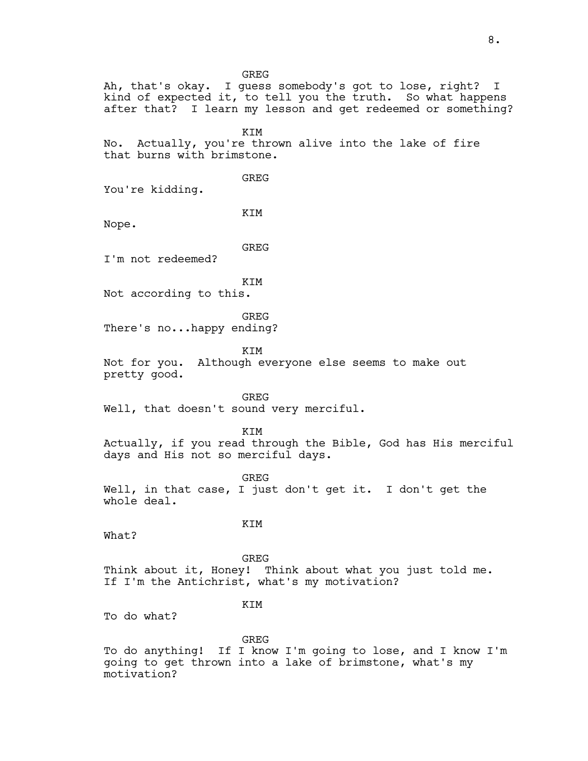GREG

Ah, that's okay. I guess somebody's got to lose, right? I kind of expected it, to tell you the truth. So what happens after that? I learn my lesson and get redeemed or something?

KIM

No. Actually, you're thrown alive into the lake of fire that burns with brimstone.

GREG

You're kidding.

KIM

Nope.

GREG

I'm not redeemed?

KIM

Not according to this.

GREG

There's no...happy ending?

KIM

Not for you. Although everyone else seems to make out pretty good.

GREG

Well, that doesn't sound very merciful.

KIM

Actually, if you read through the Bible, God has His merciful days and His not so merciful days.

GREG

Well, in that case, I just don't get it. I don't get the whole deal.

KIM

What?

GREG

Think about it, Honey! Think about what you just told me. If I'm the Antichrist, what's my motivation?

KIM

To do what?

GREG

To do anything! If I know I'm going to lose, and I know I'm going to get thrown into a lake of brimstone, what's my motivation?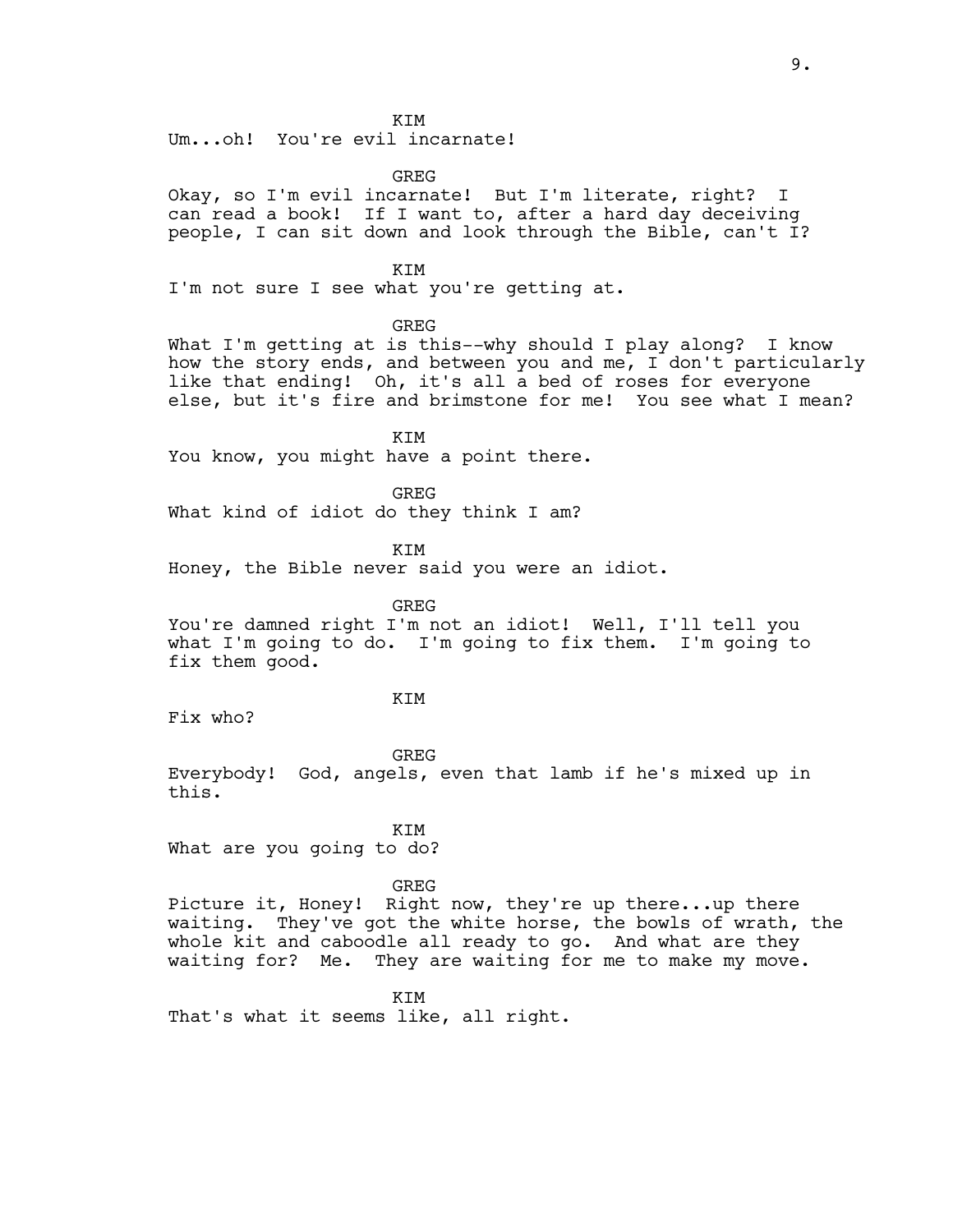KIM
Um...oh! You're evil incarnate!

GREG
Okay, so I'm evil incarnate! But I'm literate, right? I can read a book! If I want to, after a hard day deceiving people, I can sit down and look through the Bible, can't I?

KIM
I'm not sure I see what you're getting at.

GREG
What I'm getting at is this--why should I play along? I know how the story ends, and between you and me, I don't particularly like that ending! Oh, it's all a bed of roses for everyone else, but it's fire and brimstone for me! You see what I mean?

KIM
You know, you might have a point there.

GREG
What kind of idiot do they think I am?

KIM
Honey, the Bible never said you were an idiot.

GREG
You're damned right I'm not an idiot! Well, I'll tell you what I'm going to do. I'm going to fix them. I'm going to fix them good.

KIM
Fix who?

GREG
Everybody! God, angels, even that lamb if he's mixed up in this.

KIM
What are you going to do?

GREG
Picture it, Honey! Right now, they're up there...up there waiting. They've got the white horse, the bowls of wrath, the whole kit and caboodle all ready to go. And what are they waiting for? Me. They are waiting for me to make my move.

KIM
That's what it seems like, all right.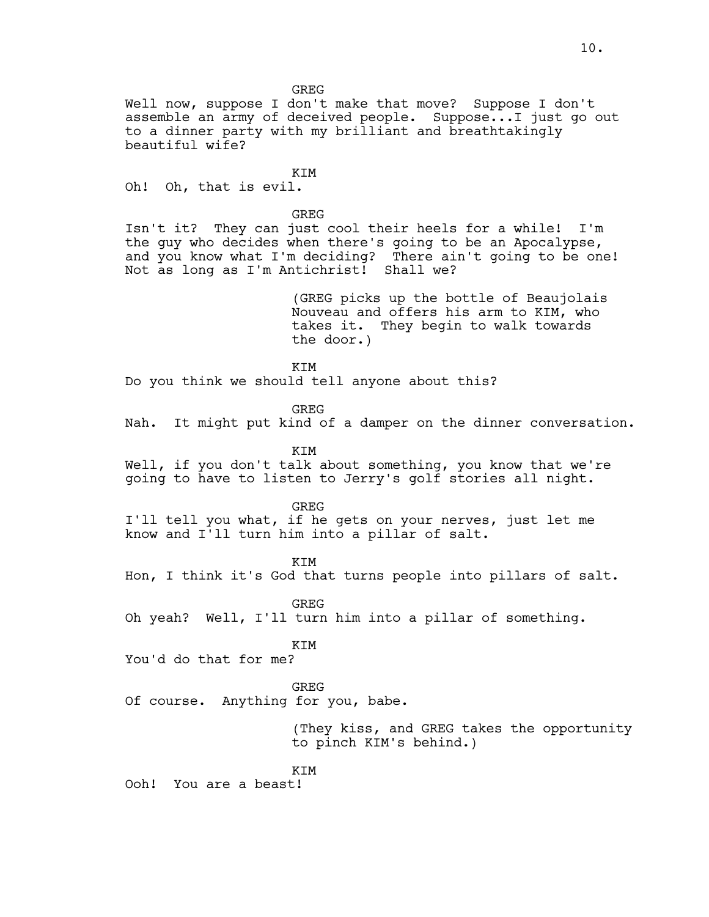GREG

Well now, suppose I don't make that move? Suppose I don't assemble an army of deceived people. Suppose...I just go out to a dinner party with my brilliant and breathtakingly beautiful wife?

KIM

Oh! Oh, that is evil.

GREG

Isn't it? They can just cool their heels for a while! I'm the guy who decides when there's going to be an Apocalypse, and you know what I'm deciding? There ain't going to be one! Not as long as I'm Antichrist! Shall we?

(GREG picks up the bottle of Beaujolais Nouveau and offers his arm to KIM, who takes it. They begin to walk towards the door.)

KIM

Do you think we should tell anyone about this?

GREG

Nah. It might put kind of a damper on the dinner conversation.

KIM

Well, if you don't talk about something, you know that we're going to have to listen to Jerry's golf stories all night.

GREG

I'll tell you what, if he gets on your nerves, just let me know and I'll turn him into a pillar of salt.

KIM

Hon, I think it's God that turns people into pillars of salt.

GREG

Oh yeah? Well, I'll turn him into a pillar of something.

KIM

You'd do that for me?

GREG

Of course. Anything for you, babe.

(They kiss, and GREG takes the opportunity to pinch KIM's behind.)

KIM

Ooh! You are a beast!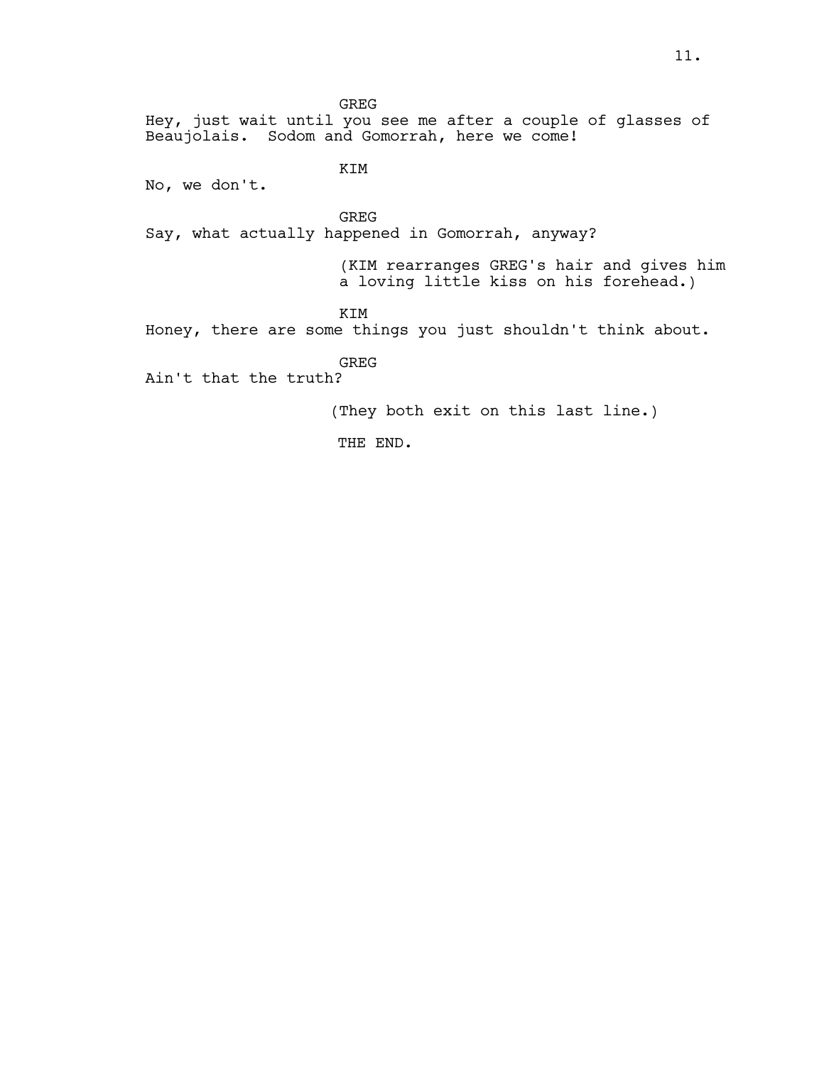GREG

Hey, just wait until you see me after a couple of glasses of Beaujolais. Sodom and Gomorrah, here we come!

KIM

No, we don't.

GREG

Say, what actually happened in Gomorrah, anyway?

(KIM rearranges GREG's hair and gives him a loving little kiss on his forehead.)

KIM

Honey, there are some things you just shouldn't think about.

GREG

Ain't that the truth?

(They both exit on this last line.)

THE END.